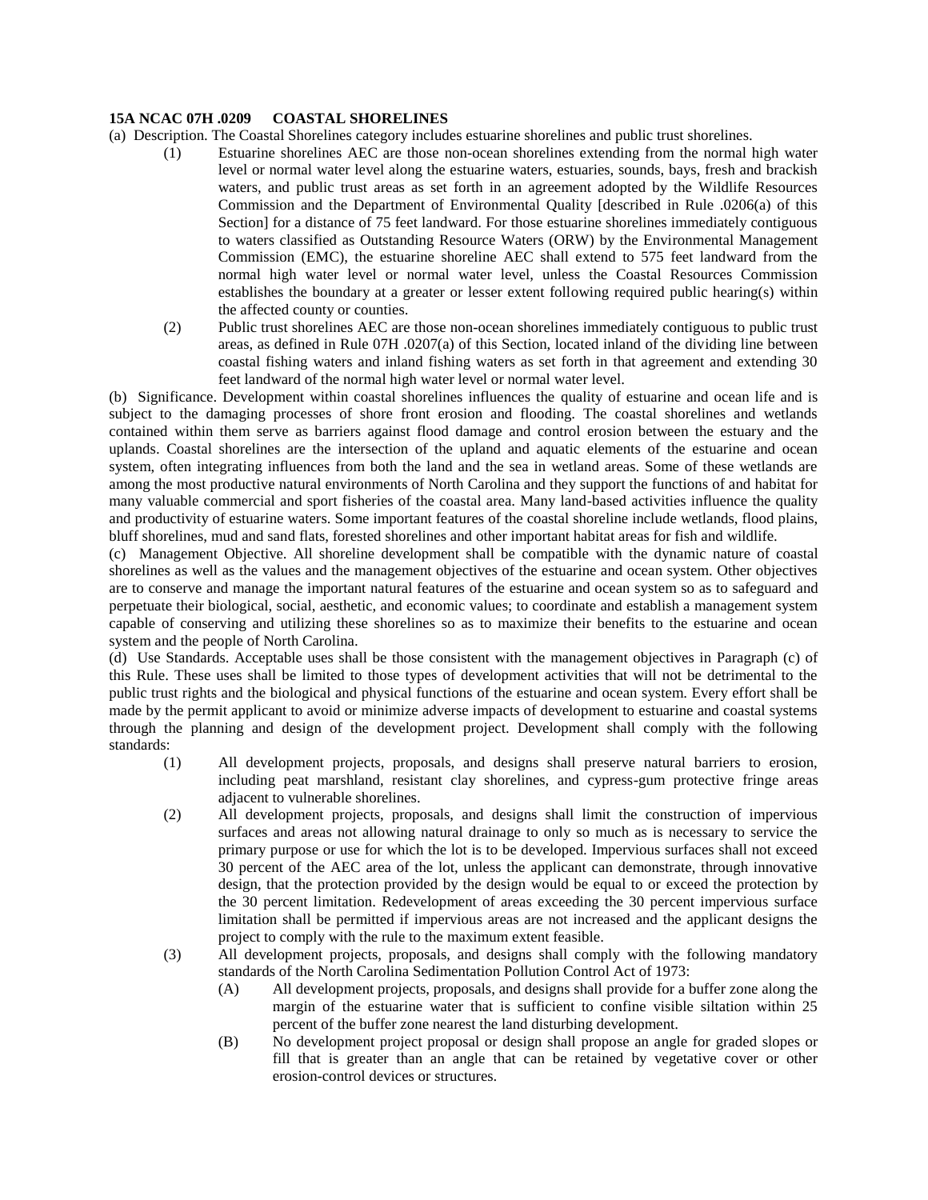**15A NCAC 07H .0209 COASTAL SHORELINES**

(a) Description. The Coastal Shorelines category includes estuarine shorelines and public trust shorelines.

(1) Estuarine shorelines AEC are those non-ocean shorelines extending from the normal high water level or normal water level along the estuarine waters, estuaries, sounds, bays, fresh and brackish waters, and public trust areas as set forth in an agreement adopted by the Wildlife Resources Commission and the Department of Environmental Quality [described in Rule .0206(a) of this Section] for a distance of 75 feet landward. For those estuarine shorelines immediately contiguous to waters classified as Outstanding Resource Waters (ORW) by the Environmental Management Commission (EMC), the estuarine shoreline AEC shall extend to 575 feet landward from the normal high water level or normal water level, unless the Coastal Resources Commission establishes the boundary at a greater or lesser extent following required public hearing(s) within the affected county or counties.

(2) Public trust shorelines AEC are those non-ocean shorelines immediately contiguous to public trust areas, as defined in Rule 07H .0207(a) of this Section, located inland of the dividing line between coastal fishing waters and inland fishing waters as set forth in that agreement and extending 30 feet landward of the normal high water level or normal water level.

(b) Significance. Development within coastal shorelines influences the quality of estuarine and ocean life and is subject to the damaging processes of shore front erosion and flooding. The coastal shorelines and wetlands contained within them serve as barriers against flood damage and control erosion between the estuary and the uplands. Coastal shorelines are the intersection of the upland and aquatic elements of the estuarine and ocean system, often integrating influences from both the land and the sea in wetland areas. Some of these wetlands are among the most productive natural environments of North Carolina and they support the functions of and habitat for many valuable commercial and sport fisheries of the coastal area. Many land-based activities influence the quality and productivity of estuarine waters. Some important features of the coastal shoreline include wetlands, flood plains, bluff shorelines, mud and sand flats, forested shorelines and other important habitat areas for fish and wildlife.

(c) Management Objective. All shoreline development shall be compatible with the dynamic nature of coastal shorelines as well as the values and the management objectives of the estuarine and ocean system. Other objectives are to conserve and manage the important natural features of the estuarine and ocean system so as to safeguard and perpetuate their biological, social, aesthetic, and economic values; to coordinate and establish a management system capable of conserving and utilizing these shorelines so as to maximize their benefits to the estuarine and ocean system and the people of North Carolina.

(d) Use Standards. Acceptable uses shall be those consistent with the management objectives in Paragraph (c) of this Rule. These uses shall be limited to those types of development activities that will not be detrimental to the public trust rights and the biological and physical functions of the estuarine and ocean system. Every effort shall be made by the permit applicant to avoid or minimize adverse impacts of development to estuarine and coastal systems through the planning and design of the development project. Development shall comply with the following standards:

(1) All development projects, proposals, and designs shall preserve natural barriers to erosion, including peat marshland, resistant clay shorelines, and cypress-gum protective fringe areas adjacent to vulnerable shorelines.

(2) All development projects, proposals, and designs shall limit the construction of impervious surfaces and areas not allowing natural drainage to only so much as is necessary to service the primary purpose or use for which the lot is to be developed. Impervious surfaces shall not exceed 30 percent of the AEC area of the lot, unless the applicant can demonstrate, through innovative design, that the protection provided by the design would be equal to or exceed the protection by the 30 percent limitation. Redevelopment of areas exceeding the 30 percent impervious surface limitation shall be permitted if impervious areas are not increased and the applicant designs the project to comply with the rule to the maximum extent feasible.

(3) All development projects, proposals, and designs shall comply with the following mandatory standards of the North Carolina Sedimentation Pollution Control Act of 1973:

(A) All development projects, proposals, and designs shall provide for a buffer zone along the margin of the estuarine water that is sufficient to confine visible siltation within 25 percent of the buffer zone nearest the land disturbing development.

(B) No development project proposal or design shall propose an angle for graded slopes or fill that is greater than an angle that can be retained by vegetative cover or other erosion-control devices or structures.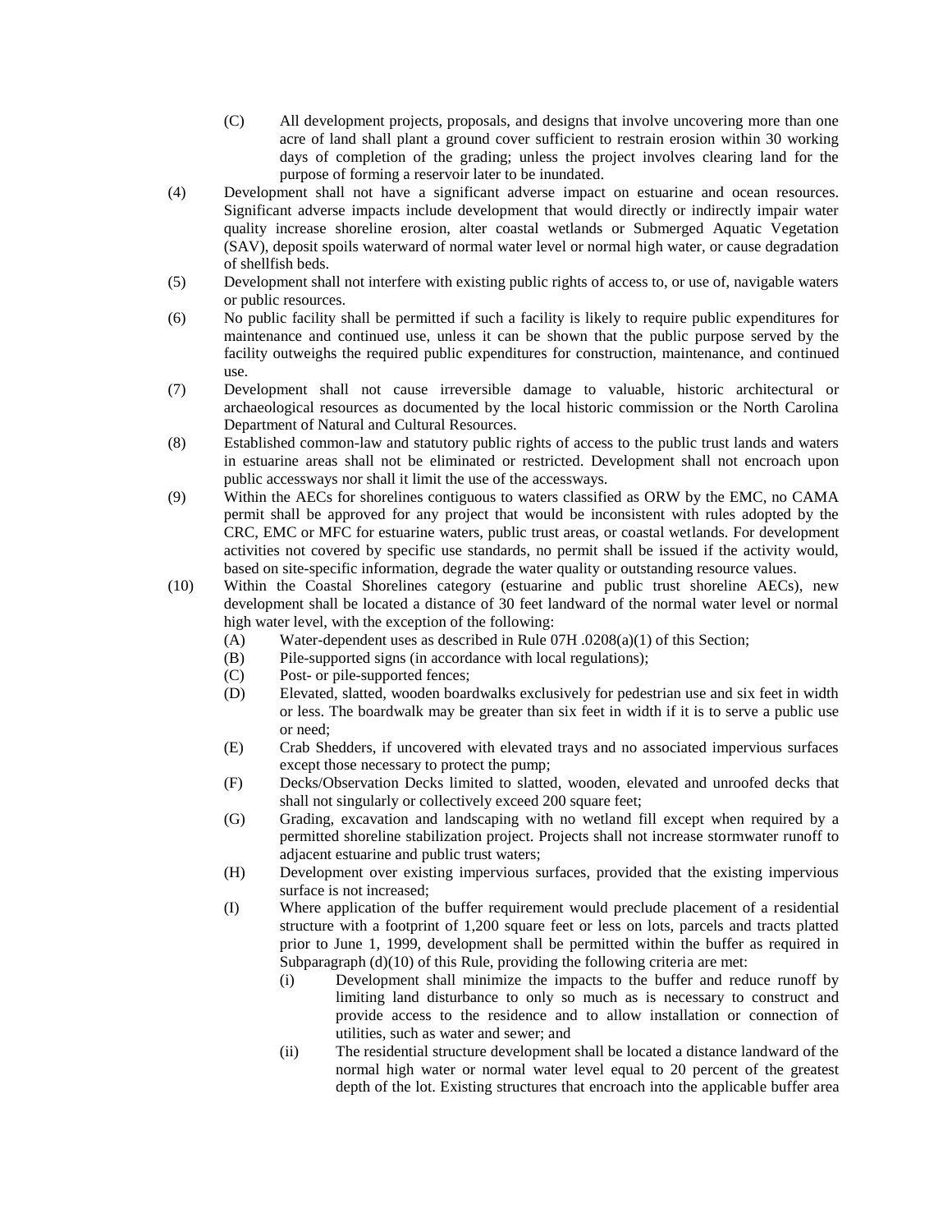(C) All development projects, proposals, and designs that involve uncovering more than one acre of land shall plant a ground cover sufficient to restrain erosion within 30 working days of completion of the grading; unless the project involves clearing land for the purpose of forming a reservoir later to be inundated.

(4) Development shall not have a significant adverse impact on estuarine and ocean resources. Significant adverse impacts include development that would directly or indirectly impair water quality increase shoreline erosion, alter coastal wetlands or Submerged Aquatic Vegetation (SAV), deposit spoils waterward of normal water level or normal high water, or cause degradation of shellfish beds.

(5) Development shall not interfere with existing public rights of access to, or use of, navigable waters or public resources.

(6) No public facility shall be permitted if such a facility is likely to require public expenditures for maintenance and continued use, unless it can be shown that the public purpose served by the facility outweighs the required public expenditures for construction, maintenance, and continued use.

(7) Development shall not cause irreversible damage to valuable, historic architectural or archaeological resources as documented by the local historic commission or the North Carolina Department of Natural and Cultural Resources.

(8) Established common-law and statutory public rights of access to the public trust lands and waters in estuarine areas shall not be eliminated or restricted. Development shall not encroach upon public accessways nor shall it limit the use of the accessways.

(9) Within the AECs for shorelines contiguous to waters classified as ORW by the EMC, no CAMA permit shall be approved for any project that would be inconsistent with rules adopted by the CRC, EMC or MFC for estuarine waters, public trust areas, or coastal wetlands. For development activities not covered by specific use standards, no permit shall be issued if the activity would, based on site-specific information, degrade the water quality or outstanding resource values.

(10) Within the Coastal Shorelines category (estuarine and public trust shoreline AECs), new development shall be located a distance of 30 feet landward of the normal water level or normal high water level, with the exception of the following:

(A) Water-dependent uses as described in Rule 07H .0208(a)(1) of this Section;

(B) Pile-supported signs (in accordance with local regulations);

(C) Post- or pile-supported fences;

(D) Elevated, slatted, wooden boardwalks exclusively for pedestrian use and six feet in width or less. The boardwalk may be greater than six feet in width if it is to serve a public use or need;

(E) Crab Shedders, if uncovered with elevated trays and no associated impervious surfaces except those necessary to protect the pump;

(F) Decks/Observation Decks limited to slatted, wooden, elevated and unroofed decks that shall not singularly or collectively exceed 200 square feet;

(G) Grading, excavation and landscaping with no wetland fill except when required by a permitted shoreline stabilization project. Projects shall not increase stormwater runoff to adjacent estuarine and public trust waters;

(H) Development over existing impervious surfaces, provided that the existing impervious surface is not increased;

(I) Where application of the buffer requirement would preclude placement of a residential structure with a footprint of 1,200 square feet or less on lots, parcels and tracts platted prior to June 1, 1999, development shall be permitted within the buffer as required in Subparagraph (d)(10) of this Rule, providing the following criteria are met:

(i) Development shall minimize the impacts to the buffer and reduce runoff by limiting land disturbance to only so much as is necessary to construct and provide access to the residence and to allow installation or connection of utilities, such as water and sewer; and

(ii) The residential structure development shall be located a distance landward of the normal high water or normal water level equal to 20 percent of the greatest depth of the lot. Existing structures that encroach into the applicable buffer area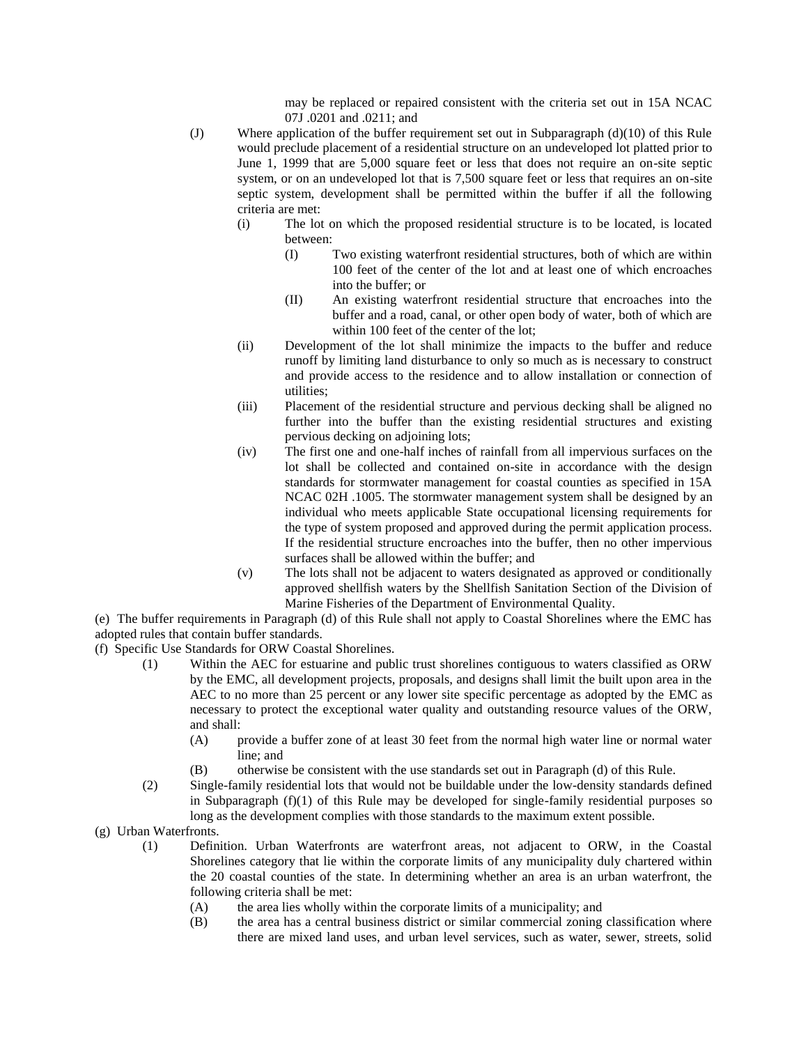may be replaced or repaired consistent with the criteria set out in 15A NCAC 07J .0201 and .0211; and

- (J) Where application of the buffer requirement set out in Subparagraph (d)(10) of this Rule would preclude placement of a residential structure on an undeveloped lot platted prior to June 1, 1999 that are 5,000 square feet or less that does not require an on-site septic system, or on an undeveloped lot that is 7,500 square feet or less that requires an on-site septic system, development shall be permitted within the buffer if all the following criteria are met:
  - (i) The lot on which the proposed residential structure is to be located, is located between:
    - (I) Two existing waterfront residential structures, both of which are within 100 feet of the center of the lot and at least one of which encroaches into the buffer; or
    - (II) An existing waterfront residential structure that encroaches into the buffer and a road, canal, or other open body of water, both of which are within 100 feet of the center of the lot;
  - (ii) Development of the lot shall minimize the impacts to the buffer and reduce runoff by limiting land disturbance to only so much as is necessary to construct and provide access to the residence and to allow installation or connection of utilities;
  - (iii) Placement of the residential structure and pervious decking shall be aligned no further into the buffer than the existing residential structures and existing pervious decking on adjoining lots;
  - (iv) The first one and one-half inches of rainfall from all impervious surfaces on the lot shall be collected and contained on-site in accordance with the design standards for stormwater management for coastal counties as specified in 15A NCAC 02H .1005. The stormwater management system shall be designed by an individual who meets applicable State occupational licensing requirements for the type of system proposed and approved during the permit application process. If the residential structure encroaches into the buffer, then no other impervious surfaces shall be allowed within the buffer; and
  - (v) The lots shall not be adjacent to waters designated as approved or conditionally approved shellfish waters by the Shellfish Sanitation Section of the Division of Marine Fisheries of the Department of Environmental Quality.

(e) The buffer requirements in Paragraph (d) of this Rule shall not apply to Coastal Shorelines where the EMC has adopted rules that contain buffer standards.

(f) Specific Use Standards for ORW Coastal Shorelines.

- (1) Within the AEC for estuarine and public trust shorelines contiguous to waters classified as ORW by the EMC, all development projects, proposals, and designs shall limit the built upon area in the AEC to no more than 25 percent or any lower site specific percentage as adopted by the EMC as necessary to protect the exceptional water quality and outstanding resource values of the ORW, and shall:
  - (A) provide a buffer zone of at least 30 feet from the normal high water line or normal water line; and
  - (B) otherwise be consistent with the use standards set out in Paragraph (d) of this Rule.
- (2) Single-family residential lots that would not be buildable under the low-density standards defined in Subparagraph (f)(1) of this Rule may be developed for single-family residential purposes so long as the development complies with those standards to the maximum extent possible.

(g) Urban Waterfronts.

- (1) Definition. Urban Waterfronts are waterfront areas, not adjacent to ORW, in the Coastal Shorelines category that lie within the corporate limits of any municipality duly chartered within the 20 coastal counties of the state. In determining whether an area is an urban waterfront, the following criteria shall be met:
  - (A) the area lies wholly within the corporate limits of a municipality; and
  - (B) the area has a central business district or similar commercial zoning classification where there are mixed land uses, and urban level services, such as water, sewer, streets, solid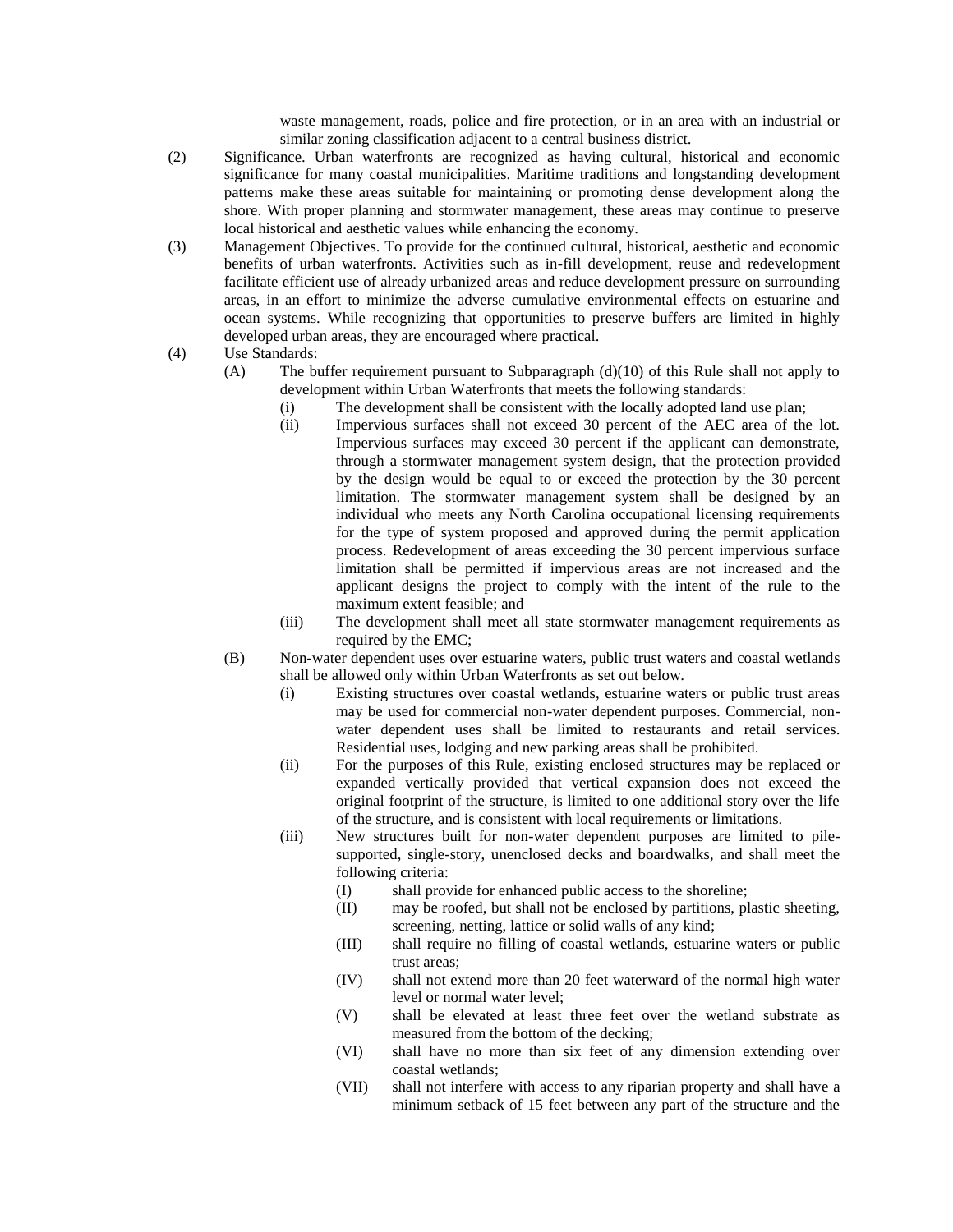waste management, roads, police and fire protection, or in an area with an industrial or similar zoning classification adjacent to a central business district.

(2) Significance. Urban waterfronts are recognized as having cultural, historical and economic significance for many coastal municipalities. Maritime traditions and longstanding development patterns make these areas suitable for maintaining or promoting dense development along the shore. With proper planning and stormwater management, these areas may continue to preserve local historical and aesthetic values while enhancing the economy.

(3) Management Objectives. To provide for the continued cultural, historical, aesthetic and economic benefits of urban waterfronts. Activities such as in-fill development, reuse and redevelopment facilitate efficient use of already urbanized areas and reduce development pressure on surrounding areas, in an effort to minimize the adverse cumulative environmental effects on estuarine and ocean systems. While recognizing that opportunities to preserve buffers are limited in highly developed urban areas, they are encouraged where practical.

(4) Use Standards:

- (A) The buffer requirement pursuant to Subparagraph (d)(10) of this Rule shall not apply to development within Urban Waterfronts that meets the following standards:
  - (i) The development shall be consistent with the locally adopted land use plan;
  - (ii) Impervious surfaces shall not exceed 30 percent of the AEC area of the lot. Impervious surfaces may exceed 30 percent if the applicant can demonstrate, through a stormwater management system design, that the protection provided by the design would be equal to or exceed the protection by the 30 percent limitation. The stormwater management system shall be designed by an individual who meets any North Carolina occupational licensing requirements for the type of system proposed and approved during the permit application process. Redevelopment of areas exceeding the 30 percent impervious surface limitation shall be permitted if impervious areas are not increased and the applicant designs the project to comply with the intent of the rule to the maximum extent feasible; and
  - (iii) The development shall meet all state stormwater management requirements as required by the EMC;
- (B) Non-water dependent uses over estuarine waters, public trust waters and coastal wetlands shall be allowed only within Urban Waterfronts as set out below.
  - (i) Existing structures over coastal wetlands, estuarine waters or public trust areas may be used for commercial non-water dependent purposes. Commercial, non-water dependent uses shall be limited to restaurants and retail services. Residential uses, lodging and new parking areas shall be prohibited.
  - (ii) For the purposes of this Rule, existing enclosed structures may be replaced or expanded vertically provided that vertical expansion does not exceed the original footprint of the structure, is limited to one additional story over the life of the structure, and is consistent with local requirements or limitations.
  - (iii) New structures built for non-water dependent purposes are limited to pile-supported, single-story, unenclosed decks and boardwalks, and shall meet the following criteria:
    - (I) shall provide for enhanced public access to the shoreline;
    - (II) may be roofed, but shall not be enclosed by partitions, plastic sheeting, screening, netting, lattice or solid walls of any kind;
    - (III) shall require no filling of coastal wetlands, estuarine waters or public trust areas;
    - (IV) shall not extend more than 20 feet waterward of the normal high water level or normal water level;
    - (V) shall be elevated at least three feet over the wetland substrate as measured from the bottom of the decking;
    - (VI) shall have no more than six feet of any dimension extending over coastal wetlands;
    - (VII) shall not interfere with access to any riparian property and shall have a minimum setback of 15 feet between any part of the structure and the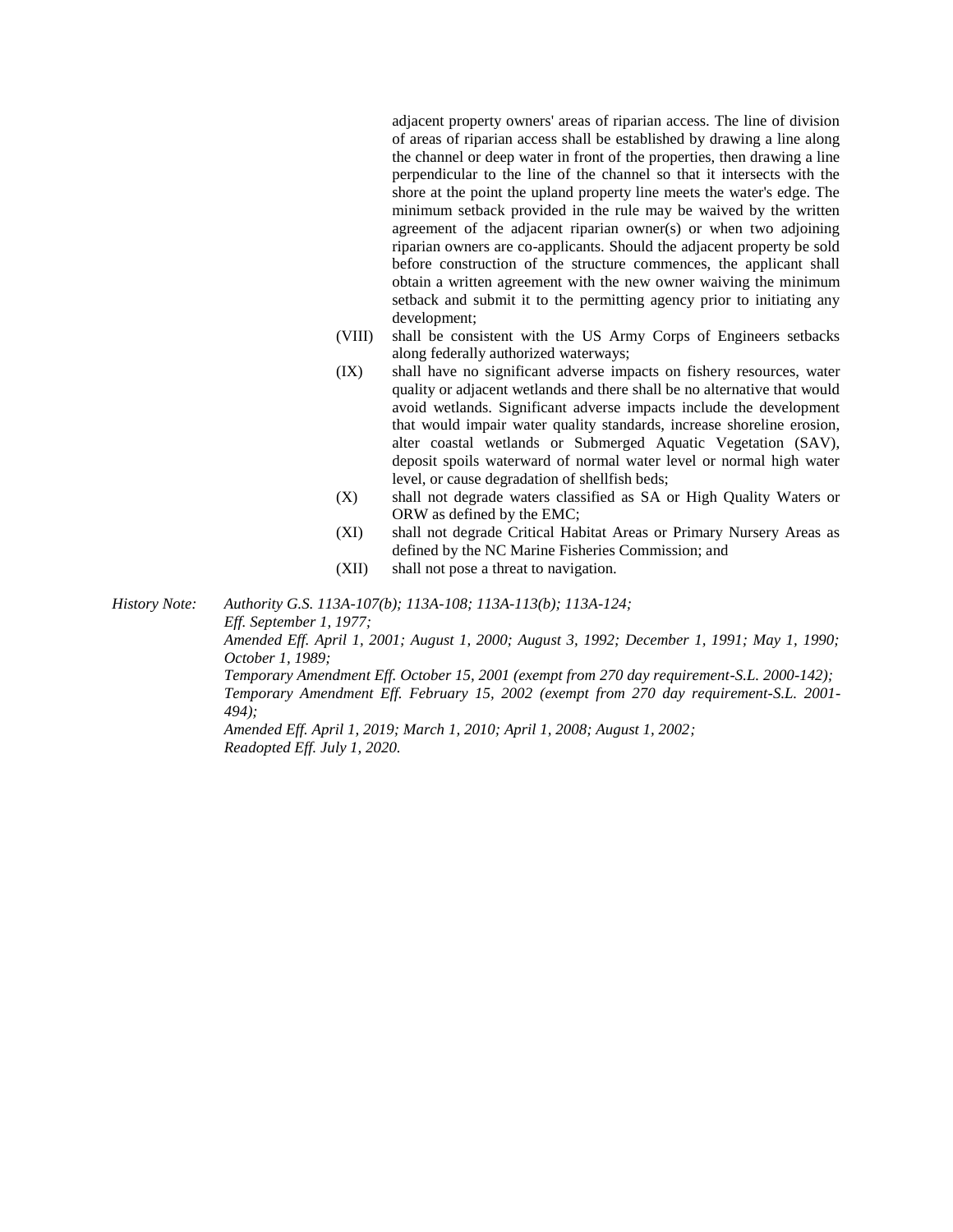adjacent property owners' areas of riparian access. The line of division of areas of riparian access shall be established by drawing a line along the channel or deep water in front of the properties, then drawing a line perpendicular to the line of the channel so that it intersects with the shore at the point the upland property line meets the water's edge. The minimum setback provided in the rule may be waived by the written agreement of the adjacent riparian owner(s) or when two adjoining riparian owners are co-applicants. Should the adjacent property be sold before construction of the structure commences, the applicant shall obtain a written agreement with the new owner waiving the minimum setback and submit it to the permitting agency prior to initiating any development;

(VIII) shall be consistent with the US Army Corps of Engineers setbacks along federally authorized waterways;

(IX) shall have no significant adverse impacts on fishery resources, water quality or adjacent wetlands and there shall be no alternative that would avoid wetlands. Significant adverse impacts include the development that would impair water quality standards, increase shoreline erosion, alter coastal wetlands or Submerged Aquatic Vegetation (SAV), deposit spoils waterward of normal water level or normal high water level, or cause degradation of shellfish beds;

(X) shall not degrade waters classified as SA or High Quality Waters or ORW as defined by the EMC;

(XI) shall not degrade Critical Habitat Areas or Primary Nursery Areas as defined by the NC Marine Fisheries Commission; and

(XII) shall not pose a threat to navigation.

*History Note: Authority G.S. 113A-107(b); 113A-108; 113A-113(b); 113A-124;*
*Eff. September 1, 1977;*
*Amended Eff. April 1, 2001; August 1, 2000; August 3, 1992; December 1, 1991; May 1, 1990; October 1, 1989;*
*Temporary Amendment Eff. October 15, 2001 (exempt from 270 day requirement-S.L. 2000-142);*
*Temporary Amendment Eff. February 15, 2002 (exempt from 270 day requirement-S.L. 2001-494);*
*Amended Eff. April 1, 2019; March 1, 2010; April 1, 2008; August 1, 2002;*
*Readopted Eff. July 1, 2020.*